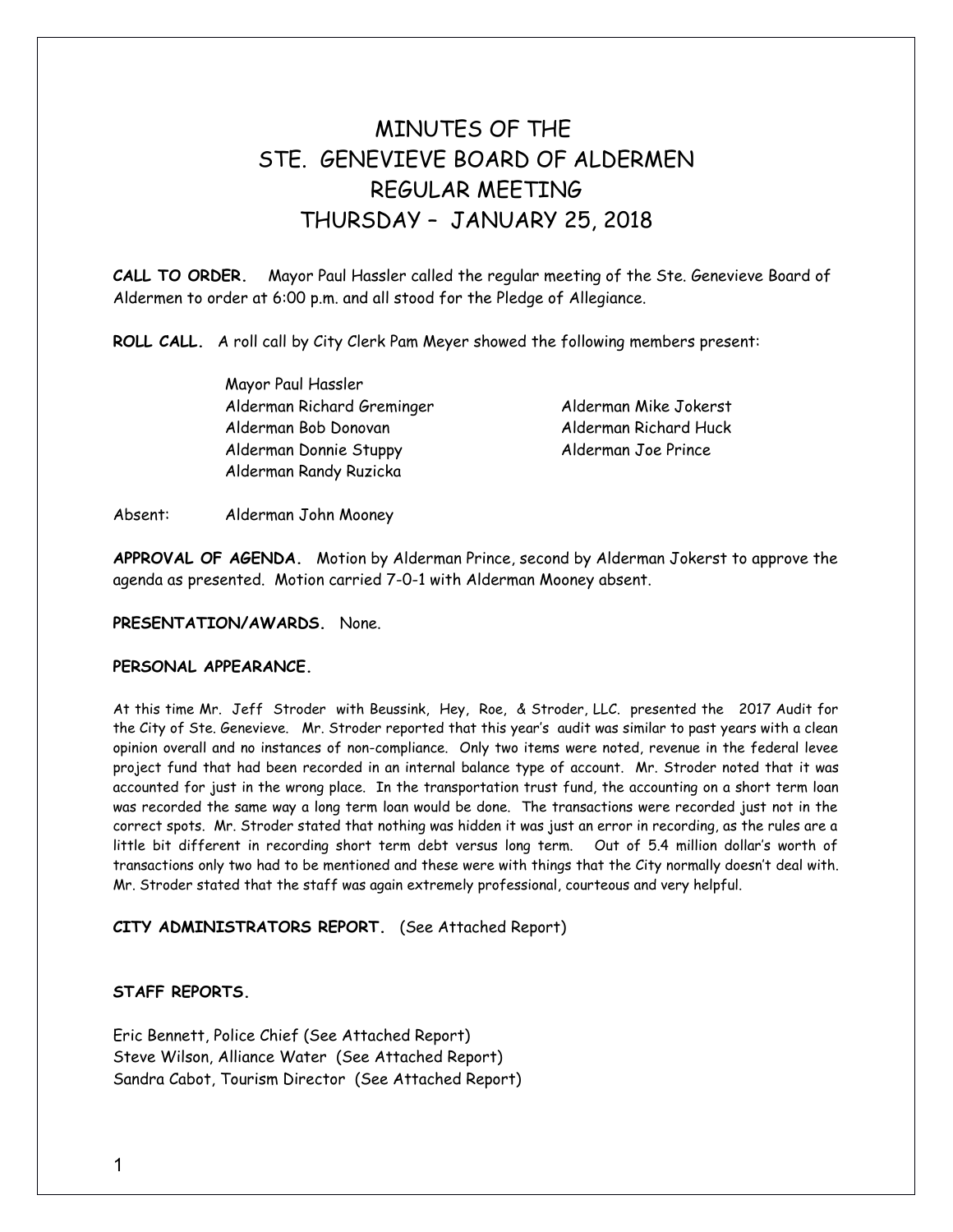# MINUTES OF THE
# STE. GENEVIEVE BOARD OF ALDERMEN
# REGULAR MEETING
# THURSDAY – JANUARY 25, 2018

**CALL TO ORDER.** Mayor Paul Hassler called the regular meeting of the Ste. Genevieve Board of Aldermen to order at 6:00 p.m. and all stood for the Pledge of Allegiance.

**ROLL CALL.** A roll call by City Clerk Pam Meyer showed the following members present:

Mayor Paul Hassler
Alderman Richard Greminger
Alderman Bob Donovan
Alderman Donnie Stuppy
Alderman Randy Ruzicka
Alderman Mike Jokerst
Alderman Richard Huck
Alderman Joe Prince

Absent: Alderman John Mooney

**APPROVAL OF AGENDA.** Motion by Alderman Prince, second by Alderman Jokerst to approve the agenda as presented. Motion carried 7-0-1 with Alderman Mooney absent.

**PRESENTATION/AWARDS.** None.

**PERSONAL APPEARANCE.**

At this time Mr. Jeff Stroder with Beussink, Hey, Roe, & Stroder, LLC. presented the 2017 Audit for the City of Ste. Genevieve. Mr. Stroder reported that this year's audit was similar to past years with a clean opinion overall and no instances of non-compliance. Only two items were noted, revenue in the federal levee project fund that had been recorded in an internal balance type of account. Mr. Stroder noted that it was accounted for just in the wrong place. In the transportation trust fund, the accounting on a short term loan was recorded the same way a long term loan would be done. The transactions were recorded just not in the correct spots. Mr. Stroder stated that nothing was hidden it was just an error in recording, as the rules are a little bit different in recording short term debt versus long term. Out of 5.4 million dollar's worth of transactions only two had to be mentioned and these were with things that the City normally doesn't deal with. Mr. Stroder stated that the staff was again extremely professional, courteous and very helpful.

**CITY ADMINISTRATORS REPORT.** (See Attached Report)

**STAFF REPORTS.**

Eric Bennett, Police Chief (See Attached Report)
Steve Wilson, Alliance Water (See Attached Report)
Sandra Cabot, Tourism Director (See Attached Report)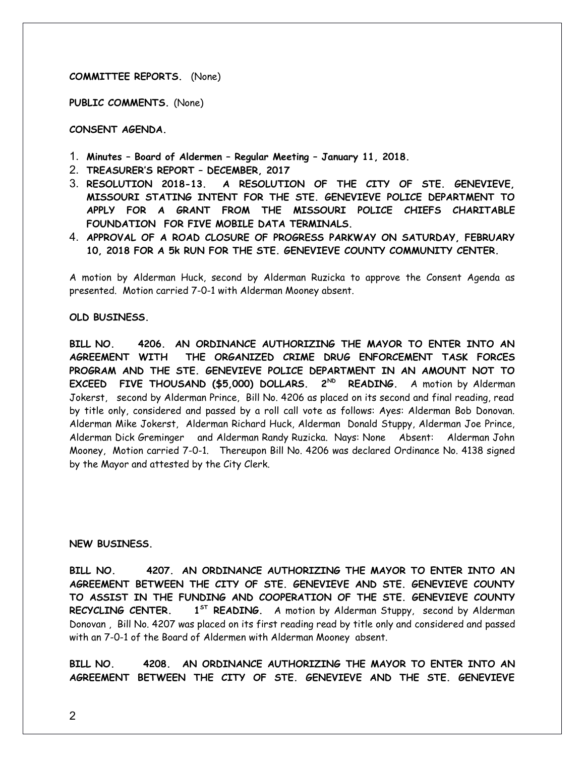**COMMITTEE REPORTS.** (None)

**PUBLIC COMMENTS.** (None)

**CONSENT AGENDA.**

1. **Minutes – Board of Aldermen – Regular Meeting – January 11, 2018.**
2. **TREASURER'S REPORT – DECEMBER, 2017**
3. **RESOLUTION 2018-13. A RESOLUTION OF THE CITY OF STE. GENEVIEVE, MISSOURI STATING INTENT FOR THE STE. GENEVIEVE POLICE DEPARTMENT TO APPLY FOR A GRANT FROM THE MISSOURI POLICE CHIEFS CHARITABLE FOUNDATION FOR FIVE MOBILE DATA TERMINALS.**
4. **APPROVAL OF A ROAD CLOSURE OF PROGRESS PARKWAY ON SATURDAY, FEBRUARY 10, 2018 FOR A 5k RUN FOR THE STE. GENEVIEVE COUNTY COMMUNITY CENTER.**

A motion by Alderman Huck, second by Alderman Ruzicka to approve the Consent Agenda as presented. Motion carried 7-0-1 with Alderman Mooney absent.

**OLD BUSINESS.**

**BILL NO. 4206. AN ORDINANCE AUTHORIZING THE MAYOR TO ENTER INTO AN AGREEMENT WITH THE ORGANIZED CRIME DRUG ENFORCEMENT TASK FORCES PROGRAM AND THE STE. GENEVIEVE POLICE DEPARTMENT IN AN AMOUNT NOT TO EXCEED FIVE THOUSAND ($5,000) DOLLARS. 2ND READING.** A motion by Alderman Jokerst, second by Alderman Prince, Bill No. 4206 as placed on its second and final reading, read by title only, considered and passed by a roll call vote as follows: Ayes: Alderman Bob Donovan. Alderman Mike Jokerst, Alderman Richard Huck, Alderman Donald Stuppy, Alderman Joe Prince, Alderman Dick Greminger and Alderman Randy Ruzicka. Nays: None Absent: Alderman John Mooney, Motion carried 7-0-1. Thereupon Bill No. 4206 was declared Ordinance No. 4138 signed by the Mayor and attested by the City Clerk.

**NEW BUSINESS.**

**BILL NO. 4207. AN ORDINANCE AUTHORIZING THE MAYOR TO ENTER INTO AN AGREEMENT BETWEEN THE CITY OF STE. GENEVIEVE AND STE. GENEVIEVE COUNTY TO ASSIST IN THE FUNDING AND COOPERATION OF THE STE. GENEVIEVE COUNTY RECYCLING CENTER. 1ST READING.** A motion by Alderman Stuppy, second by Alderman Donovan , Bill No. 4207 was placed on its first reading read by title only and considered and passed with an 7-0-1 of the Board of Aldermen with Alderman Mooney absent.

**BILL NO. 4208. AN ORDINANCE AUTHORIZING THE MAYOR TO ENTER INTO AN AGREEMENT BETWEEN THE CITY OF STE. GENEVIEVE AND THE STE. GENEVIEVE**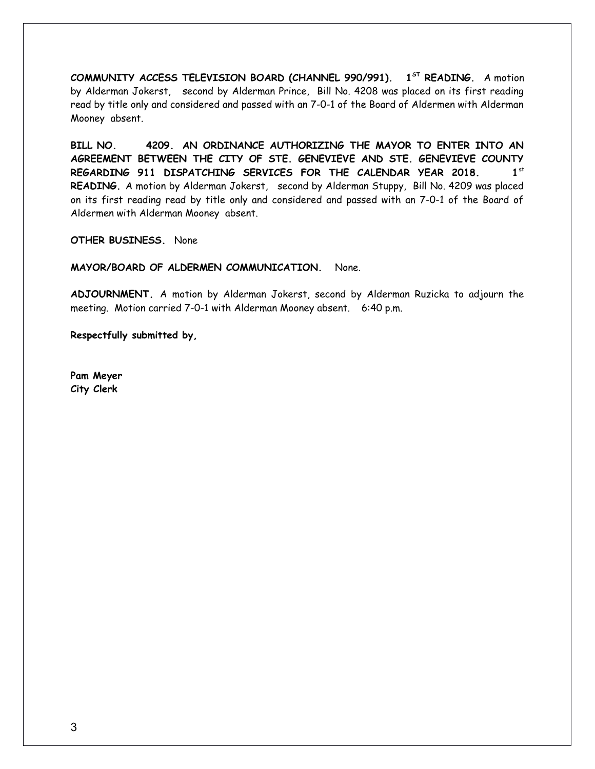**COMMUNITY ACCESS TELEVISION BOARD (CHANNEL 990/991). 1ST READING.** A motion by Alderman Jokerst, second by Alderman Prince, Bill No. 4208 was placed on its first reading read by title only and considered and passed with an 7-0-1 of the Board of Aldermen with Alderman Mooney absent.

**BILL NO. 4209. AN ORDINANCE AUTHORIZING THE MAYOR TO ENTER INTO AN AGREEMENT BETWEEN THE CITY OF STE. GENEVIEVE AND STE. GENEVIEVE COUNTY REGARDING 911 DISPATCHING SERVICES FOR THE CALENDAR YEAR 2018. 1st READING.** A motion by Alderman Jokerst, second by Alderman Stuppy, Bill No. 4209 was placed on its first reading read by title only and considered and passed with an 7-0-1 of the Board of Aldermen with Alderman Mooney absent.

**OTHER BUSINESS.** None

**MAYOR/BOARD OF ALDERMEN COMMUNICATION.** None.

**ADJOURNMENT.** A motion by Alderman Jokerst, second by Alderman Ruzicka to adjourn the meeting. Motion carried 7-0-1 with Alderman Mooney absent. 6:40 p.m.

**Respectfully submitted by,**

**Pam Meyer**
**City Clerk**